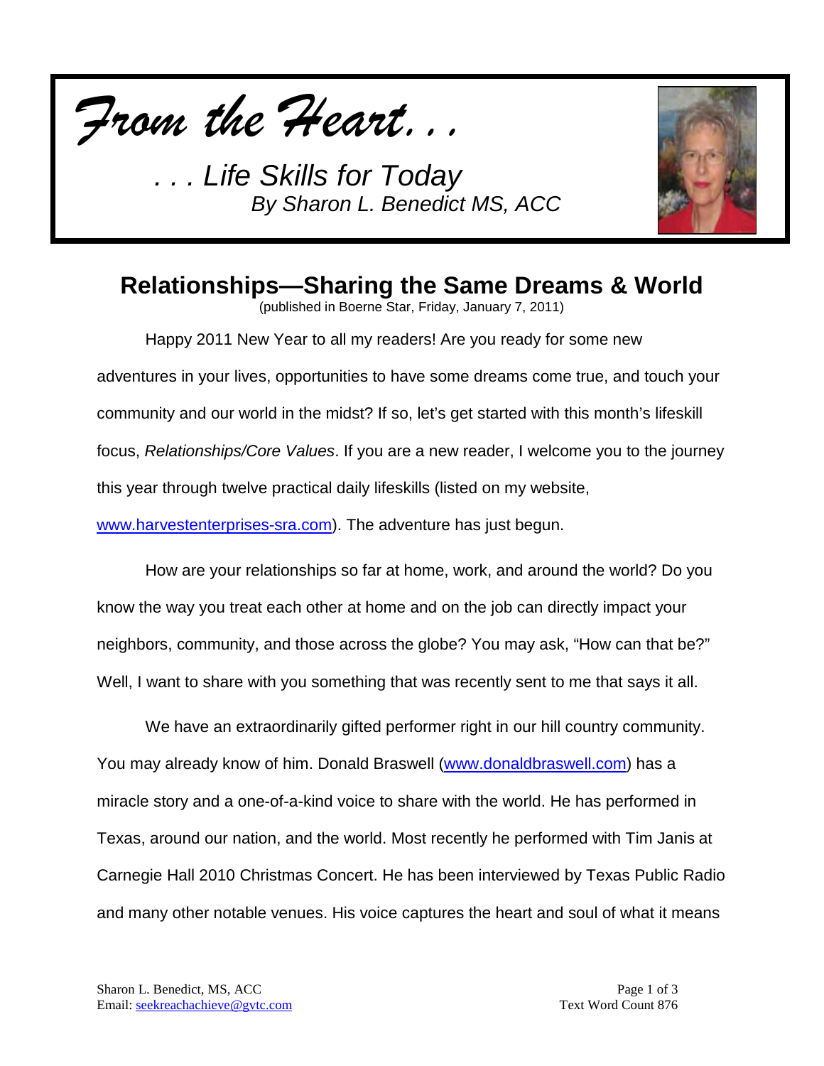*From the Heart. . .*

*. . . Life Skills for Today*
*By Sharon L. Benedict MS, ACC*

# Relationships—Sharing the Same Dreams & World

(published in Boerne Star, Friday, January 7, 2011)

Happy 2011 New Year to all my readers! Are you ready for some new adventures in your lives, opportunities to have some dreams come true, and touch your community and our world in the midst? If so, let's get started with this month's lifeskill focus, *Relationships/Core Values*. If you are a new reader, I welcome you to the journey this year through twelve practical daily lifeskills (listed on my website, [www.harvestenterprises-sra.com](http://www.harvestenterprises-sra.com)). The adventure has just begun.

How are your relationships so far at home, work, and around the world? Do you know the way you treat each other at home and on the job can directly impact your neighbors, community, and those across the globe? You may ask, "How can that be?" Well, I want to share with you something that was recently sent to me that says it all.

We have an extraordinarily gifted performer right in our hill country community. You may already know of him. Donald Braswell ([www.donaldbraswell.com](http://www.donaldbraswell.com)) has a miracle story and a one-of-a-kind voice to share with the world. He has performed in Texas, around our nation, and the world. Most recently he performed with Tim Janis at Carnegie Hall 2010 Christmas Concert. He has been interviewed by Texas Public Radio and many other notable venues. His voice captures the heart and soul of what it means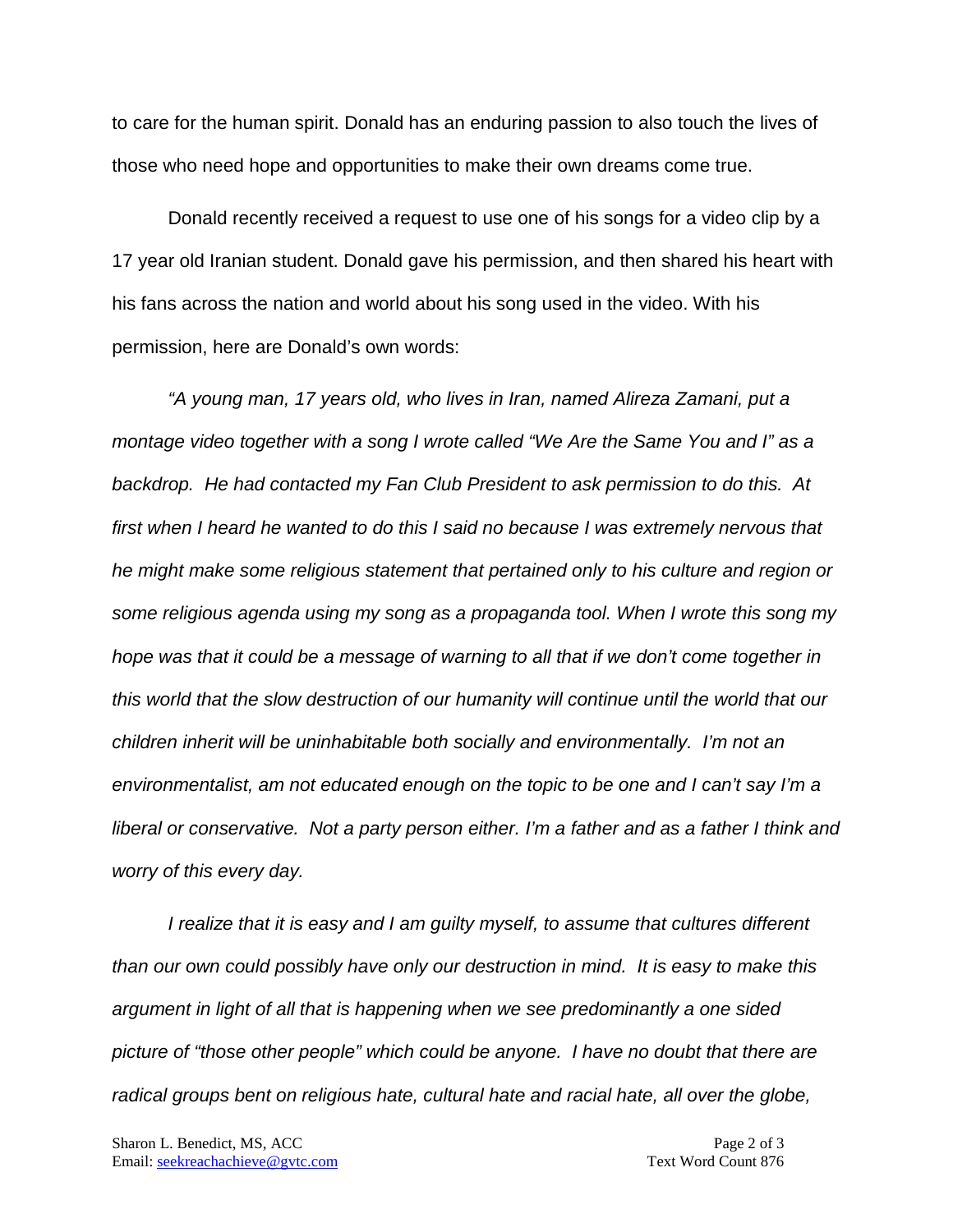to care for the human spirit. Donald has an enduring passion to also touch the lives of those who need hope and opportunities to make their own dreams come true.

Donald recently received a request to use one of his songs for a video clip by a 17 year old Iranian student. Donald gave his permission, and then shared his heart with his fans across the nation and world about his song used in the video. With his permission, here are Donald's own words:

*"A young man, 17 years old, who lives in Iran, named Alireza Zamani, put a montage video together with a song I wrote called "We Are the Same You and I" as a backdrop. He had contacted my Fan Club President to ask permission to do this. At first when I heard he wanted to do this I said no because I was extremely nervous that he might make some religious statement that pertained only to his culture and region or some religious agenda using my song as a propaganda tool. When I wrote this song my hope was that it could be a message of warning to all that if we don't come together in this world that the slow destruction of our humanity will continue until the world that our children inherit will be uninhabitable both socially and environmentally. I'm not an environmentalist, am not educated enough on the topic to be one and I can't say I'm a liberal or conservative. Not a party person either. I'm a father and as a father I think and worry of this every day.*

*I realize that it is easy and I am guilty myself, to assume that cultures different than our own could possibly have only our destruction in mind. It is easy to make this argument in light of all that is happening when we see predominantly a one sided picture of "those other people" which could be anyone. I have no doubt that there are radical groups bent on religious hate, cultural hate and racial hate, all over the globe,*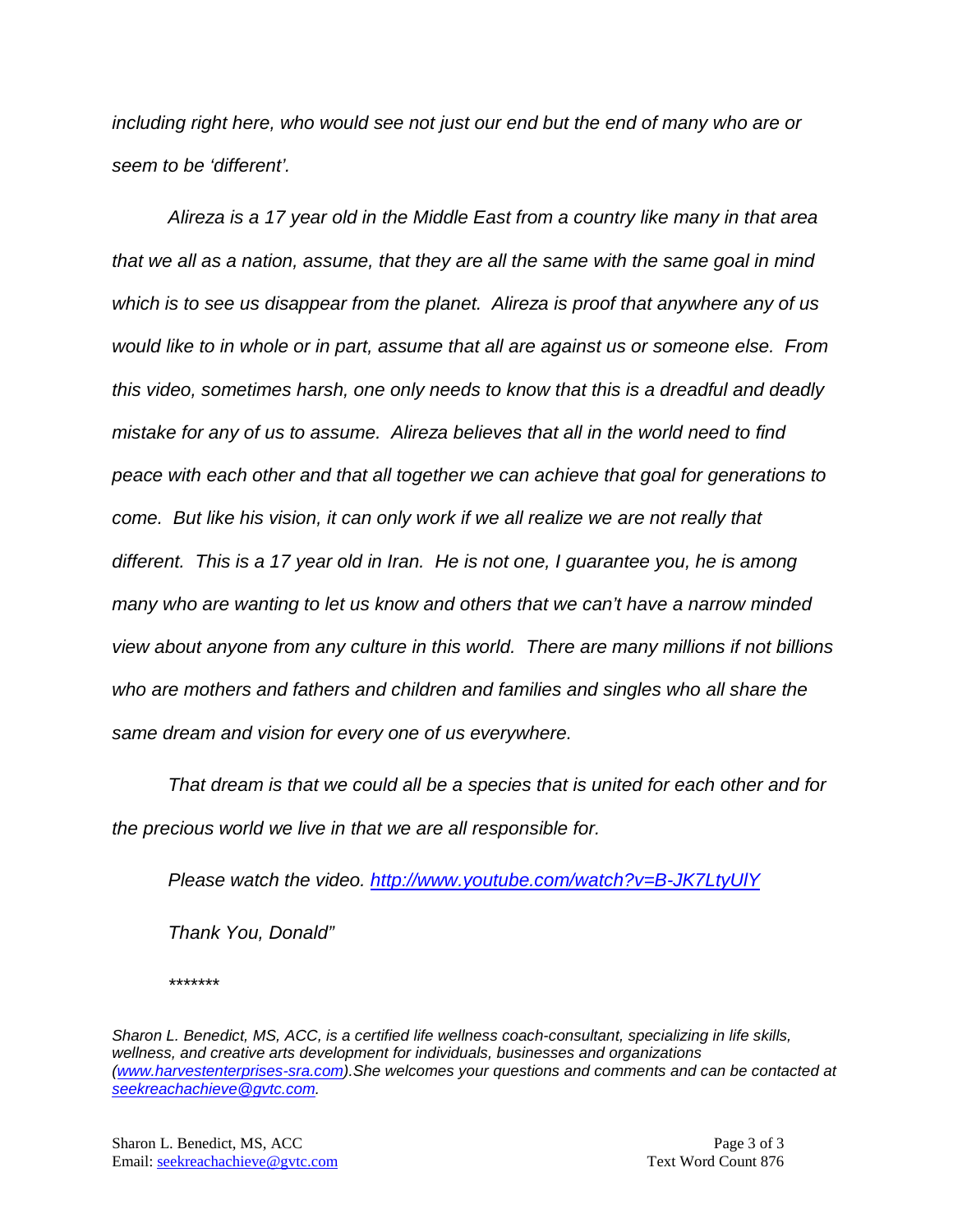*including right here, who would see not just our end but the end of many who are or seem to be 'different'.*

*Alireza is a 17 year old in the Middle East from a country like many in that area that we all as a nation, assume, that they are all the same with the same goal in mind which is to see us disappear from the planet. Alireza is proof that anywhere any of us would like to in whole or in part, assume that all are against us or someone else. From this video, sometimes harsh, one only needs to know that this is a dreadful and deadly mistake for any of us to assume. Alireza believes that all in the world need to find peace with each other and that all together we can achieve that goal for generations to come. But like his vision, it can only work if we all realize we are not really that different. This is a 17 year old in Iran. He is not one, I guarantee you, he is among many who are wanting to let us know and others that we can't have a narrow minded view about anyone from any culture in this world. There are many millions if not billions who are mothers and fathers and children and families and singles who all share the same dream and vision for every one of us everywhere.*

*That dream is that we could all be a species that is united for each other and for the precious world we live in that we are all responsible for.*

*Please watch the video. [http://www.youtube.com/watch?v=B-JK7LtyUlY](http://www.youtube.com/watch?v=B-JK7LtyUlY)*

*Thank You, Donald"*

*\*\*\*\*\*\*\**

*Sharon L. Benedict, MS, ACC, is a certified life wellness coach-consultant, specializing in life skills, wellness, and creative arts development for individuals, businesses and organizations ([www.harvestenterprises-sra.com](http://www.harvestenterprises-sra.com)).She welcomes your questions and comments and can be contacted at [seekreachachieve@gvtc.com](mailto:seekreachachieve@gvtc.com).*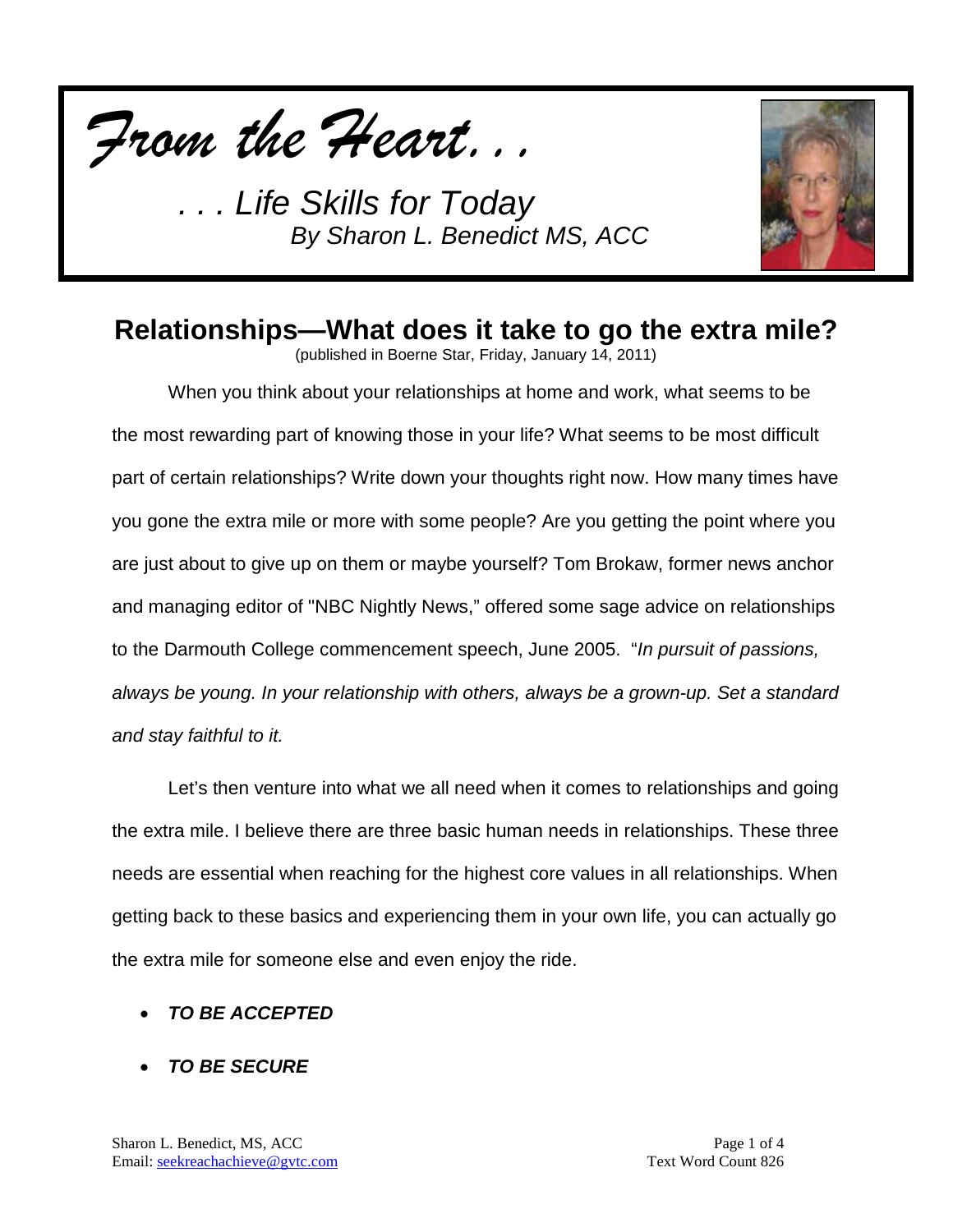*From the Heart…*

*. . . Life Skills for Today*
*By Sharon L. Benedict MS, ACC*

# Relationships—What does it take to go the extra mile?

(published in Boerne Star, Friday, January 14, 2011)

When you think about your relationships at home and work, what seems to be the most rewarding part of knowing those in your life? What seems to be most difficult part of certain relationships? Write down your thoughts right now. How many times have you gone the extra mile or more with some people? Are you getting the point where you are just about to give up on them or maybe yourself? Tom Brokaw, former news anchor and managing editor of "NBC Nightly News," offered some sage advice on relationships to the Darmouth College commencement speech, June 2005. "*In pursuit of passions, always be young. In your relationship with others, always be a grown-up. Set a standard and stay faithful to it.*

Let's then venture into what we all need when it comes to relationships and going the extra mile. I believe there are three basic human needs in relationships. These three needs are essential when reaching for the highest core values in all relationships. When getting back to these basics and experiencing them in your own life, you can actually go the extra mile for someone else and even enjoy the ride.

- ***TO BE ACCEPTED***
- ***TO BE SECURE***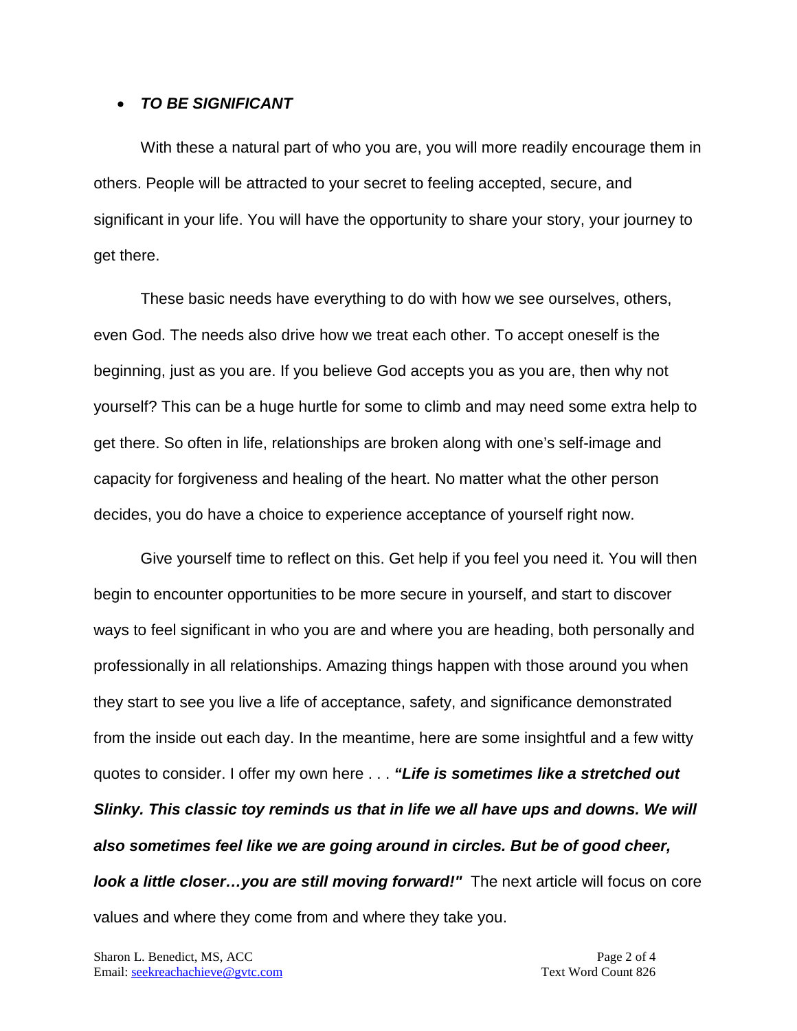- ***TO BE SIGNIFICANT***

With these a natural part of who you are, you will more readily encourage them in others. People will be attracted to your secret to feeling accepted, secure, and significant in your life. You will have the opportunity to share your story, your journey to get there.

These basic needs have everything to do with how we see ourselves, others, even God. The needs also drive how we treat each other. To accept oneself is the beginning, just as you are. If you believe God accepts you as you are, then why not yourself? This can be a huge hurtle for some to climb and may need some extra help to get there. So often in life, relationships are broken along with one's self-image and capacity for forgiveness and healing of the heart. No matter what the other person decides, you do have a choice to experience acceptance of yourself right now.

Give yourself time to reflect on this. Get help if you feel you need it. You will then begin to encounter opportunities to be more secure in yourself, and start to discover ways to feel significant in who you are and where you are heading, both personally and professionally in all relationships. Amazing things happen with those around you when they start to see you live a life of acceptance, safety, and significance demonstrated from the inside out each day. In the meantime, here are some insightful and a few witty quotes to consider. I offer my own here . . . ***"Life is sometimes like a stretched out Slinky. This classic toy reminds us that in life we all have ups and downs. We will also sometimes feel like we are going around in circles. But be of good cheer, look a little closer…you are still moving forward!"*** The next article will focus on core values and where they come from and where they take you.

Sharon L. Benedict, MS, ACC
Email: seekreachachieve@gvtc.com
Text Word Count 826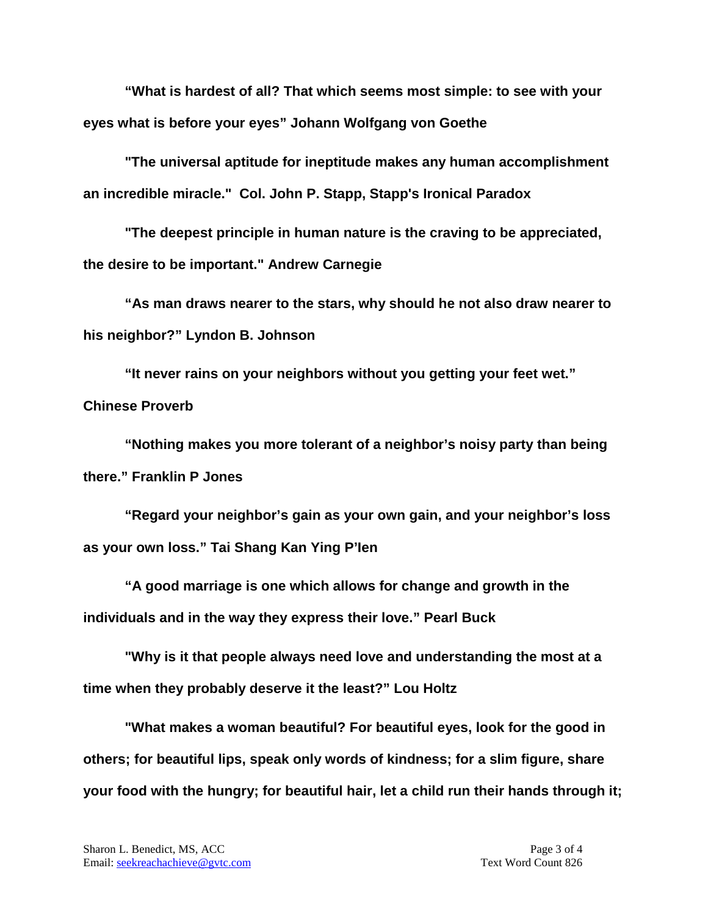**“What is hardest of all? That which seems most simple: to see with your eyes what is before your eyes” Johann Wolfgang von Goethe**

**"The universal aptitude for ineptitude makes any human accomplishment an incredible miracle." Col. John P. Stapp, Stapp's Ironical Paradox**

**"The deepest principle in human nature is the craving to be appreciated, the desire to be important." Andrew Carnegie**

**“As man draws nearer to the stars, why should he not also draw nearer to his neighbor?” Lyndon B. Johnson**

**“It never rains on your neighbors without you getting your feet wet.” Chinese Proverb**

**“Nothing makes you more tolerant of a neighbor’s noisy party than being there.” Franklin P Jones**

**“Regard your neighbor’s gain as your own gain, and your neighbor’s loss as your own loss.” Tai Shang Kan Ying P’Ien**

**“A good marriage is one which allows for change and growth in the individuals and in the way they express their love.” Pearl Buck**

**"Why is it that people always need love and understanding the most at a time when they probably deserve it the least?” Lou Holtz**

**"What makes a woman beautiful? For beautiful eyes, look for the good in others; for beautiful lips, speak only words of kindness; for a slim figure, share your food with the hungry; for beautiful hair, let a child run their hands through it;**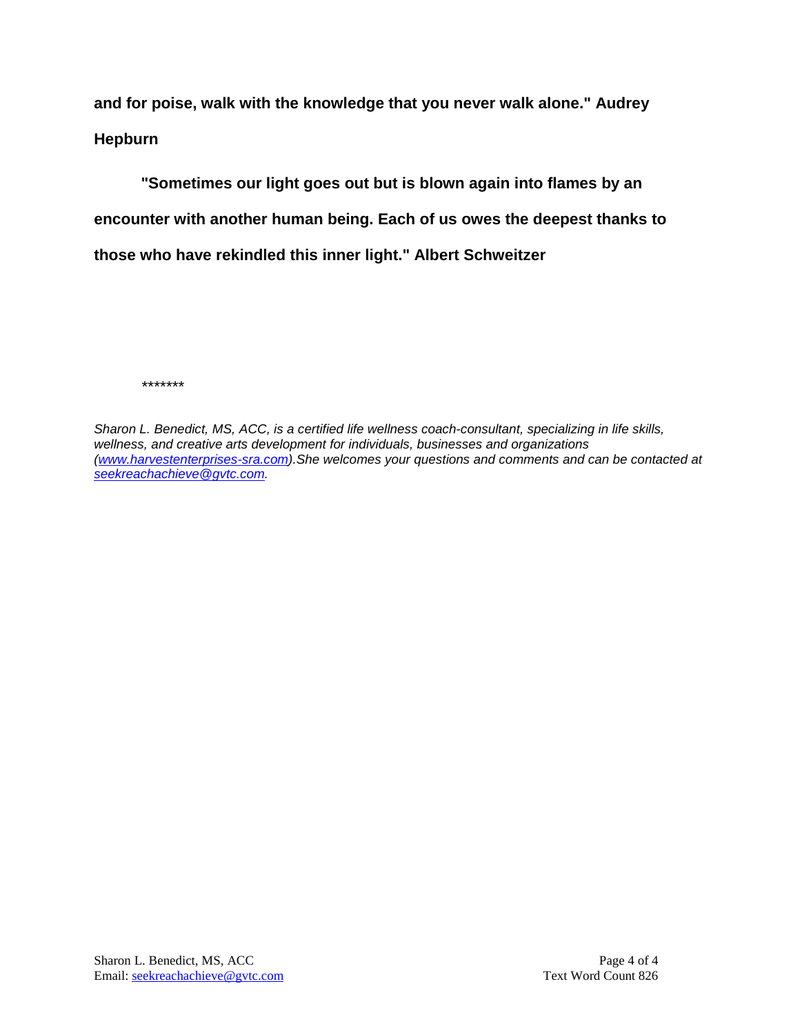**and for poise, walk with the knowledge that you never walk alone." Audrey Hepburn**

**"Sometimes our light goes out but is blown again into flames by an encounter with another human being. Each of us owes the deepest thanks to those who have rekindled this inner light." Albert Schweitzer**

*******

*Sharon L. Benedict, MS, ACC, is a certified life wellness coach-consultant, specializing in life skills, wellness, and creative arts development for individuals, businesses and organizations (www.harvestenterprises-sra.com).She welcomes your questions and comments and can be contacted at seekreachachieve@gvtc.com.*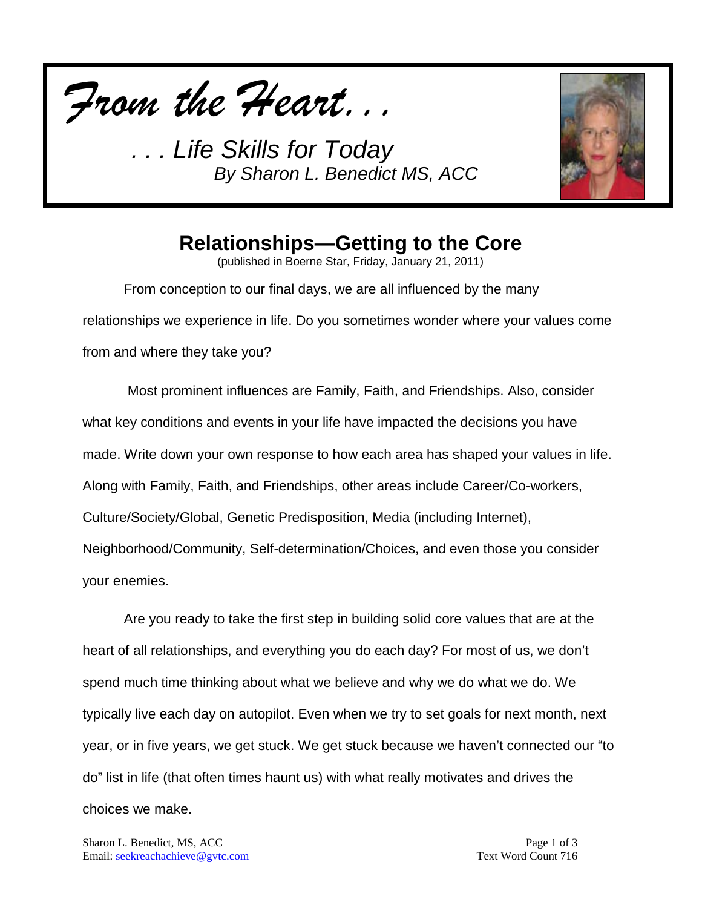*From the Heart. . .*

*. . . Life Skills for Today*
*By Sharon L. Benedict MS, ACC*

## Relationships—Getting to the Core

(published in Boerne Star, Friday, January 21, 2011)

From conception to our final days, we are all influenced by the many relationships we experience in life. Do you sometimes wonder where your values come from and where they take you?

Most prominent influences are Family, Faith, and Friendships. Also, consider what key conditions and events in your life have impacted the decisions you have made. Write down your own response to how each area has shaped your values in life. Along with Family, Faith, and Friendships, other areas include Career/Co-workers, Culture/Society/Global, Genetic Predisposition, Media (including Internet), Neighborhood/Community, Self-determination/Choices, and even those you consider your enemies.

Are you ready to take the first step in building solid core values that are at the heart of all relationships, and everything you do each day? For most of us, we don't spend much time thinking about what we believe and why we do what we do. We typically live each day on autopilot. Even when we try to set goals for next month, next year, or in five years, we get stuck. We get stuck because we haven't connected our "to do" list in life (that often times haunt us) with what really motivates and drives the choices we make.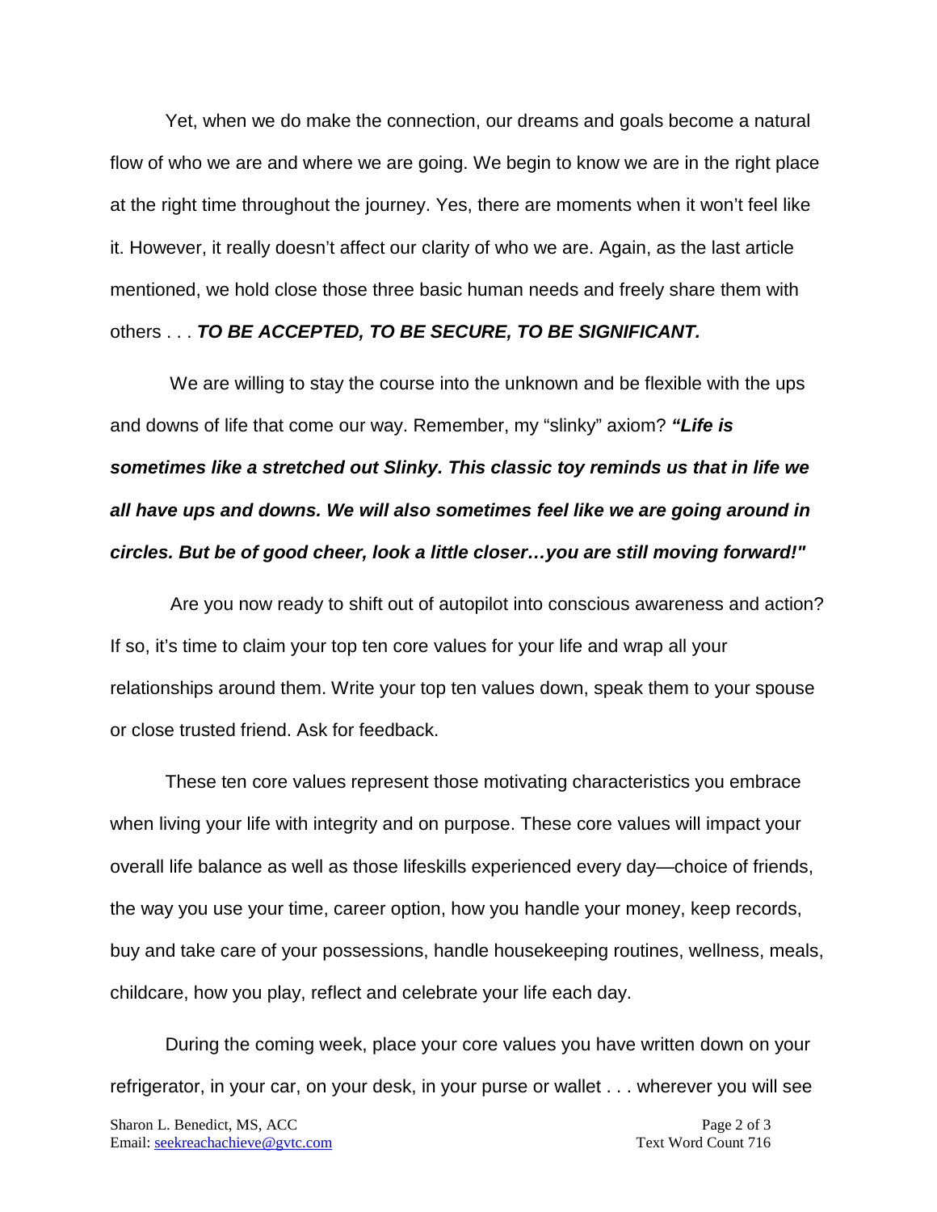Yet, when we do make the connection, our dreams and goals become a natural flow of who we are and where we are going. We begin to know we are in the right place at the right time throughout the journey. Yes, there are moments when it won't feel like it. However, it really doesn't affect our clarity of who we are. Again, as the last article mentioned, we hold close those three basic human needs and freely share them with others . . . ***TO BE ACCEPTED, TO BE SECURE, TO BE SIGNIFICANT.***

We are willing to stay the course into the unknown and be flexible with the ups and downs of life that come our way. Remember, my "slinky" axiom? ***"Life is sometimes like a stretched out Slinky. This classic toy reminds us that in life we all have ups and downs. We will also sometimes feel like we are going around in circles. But be of good cheer, look a little closer…you are still moving forward!"***

Are you now ready to shift out of autopilot into conscious awareness and action? If so, it's time to claim your top ten core values for your life and wrap all your relationships around them. Write your top ten values down, speak them to your spouse or close trusted friend. Ask for feedback.

These ten core values represent those motivating characteristics you embrace when living your life with integrity and on purpose. These core values will impact your overall life balance as well as those lifeskills experienced every day—choice of friends, the way you use your time, career option, how you handle your money, keep records, buy and take care of your possessions, handle housekeeping routines, wellness, meals, childcare, how you play, reflect and celebrate your life each day.

During the coming week, place your core values you have written down on your refrigerator, in your car, on your desk, in your purse or wallet . . . wherever you will see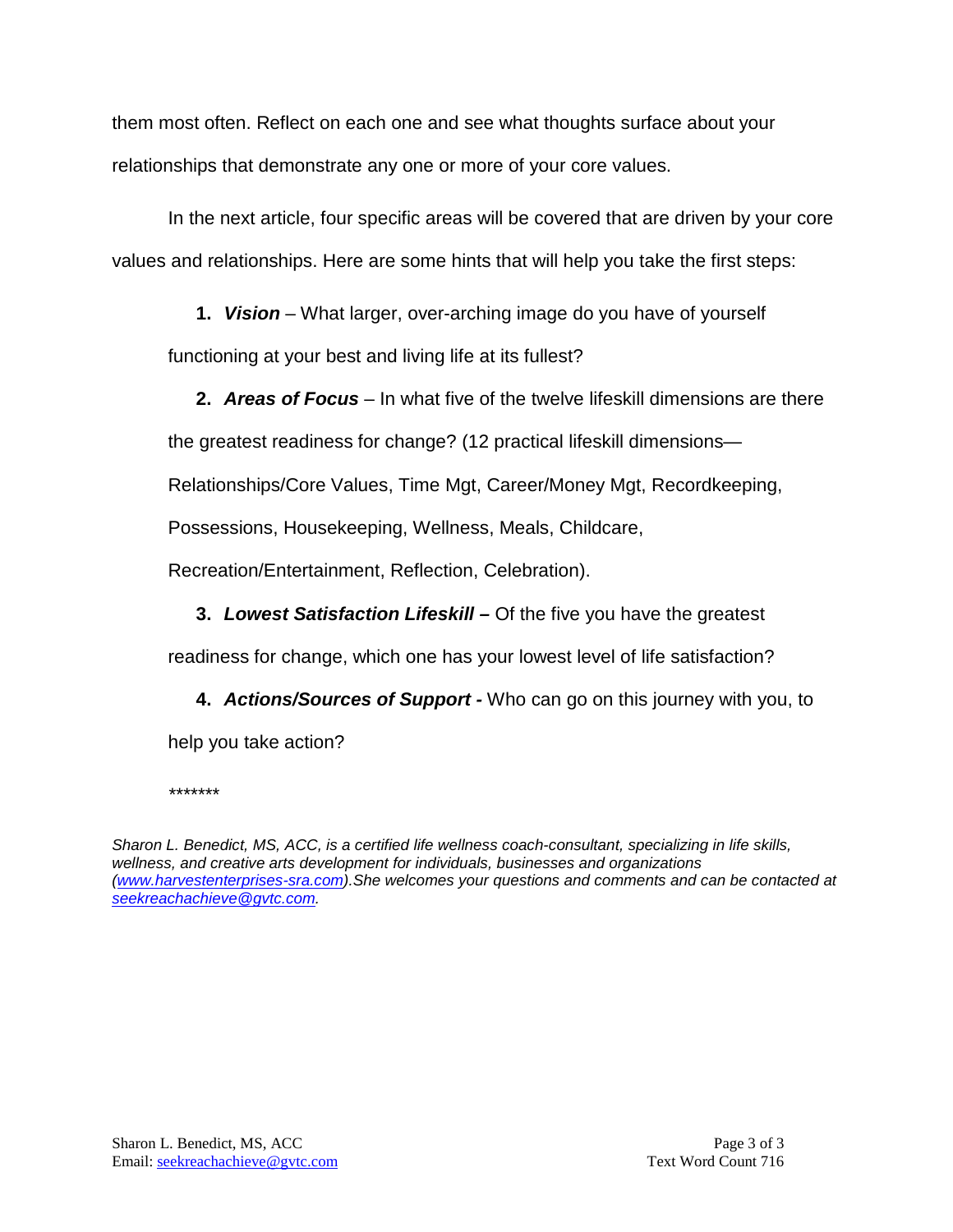them most often. Reflect on each one and see what thoughts surface about your relationships that demonstrate any one or more of your core values.

In the next article, four specific areas will be covered that are driven by your core values and relationships. Here are some hints that will help you take the first steps:

1. ***Vision*** – What larger, over-arching image do you have of yourself functioning at your best and living life at its fullest?
2. ***Areas of Focus*** – In what five of the twelve lifeskill dimensions are there the greatest readiness for change? (12 practical lifeskill dimensions—Relationships/Core Values, Time Mgt, Career/Money Mgt, Recordkeeping, Possessions, Housekeeping, Wellness, Meals, Childcare, Recreation/Entertainment, Reflection, Celebration).
3. ***Lowest Satisfaction Lifeskill –*** Of the five you have the greatest readiness for change, which one has your lowest level of life satisfaction?
4. ***Actions/Sources of Support -*** Who can go on this journey with you, to help you take action?

*******

*Sharon L. Benedict, MS, ACC, is a certified life wellness coach-consultant, specializing in life skills, wellness, and creative arts development for individuals, businesses and organizations ([www.harvestenterprises-sra.com](http://www.harvestenterprises-sra.com)).She welcomes your questions and comments and can be contacted at [seekreachachieve@gvtc.com](mailto:seekreachachieve@gvtc.com).*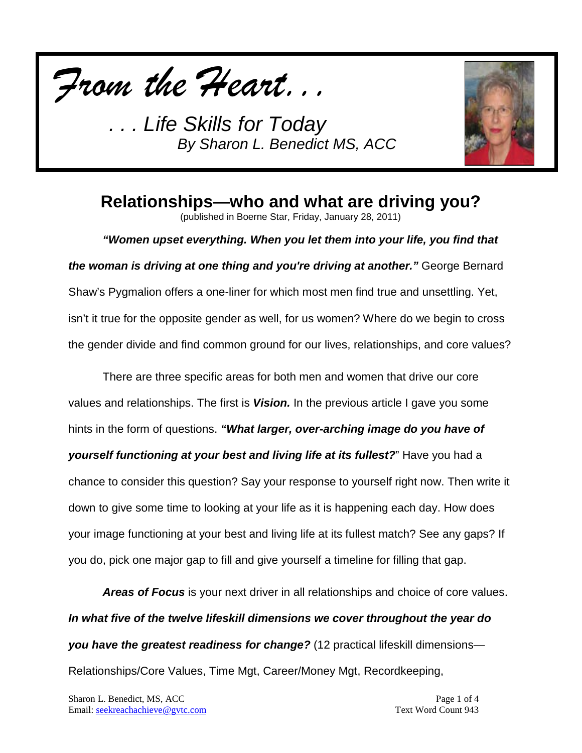*From the Heart. . .*

*. . . Life Skills for Today*
*By Sharon L. Benedict MS, ACC*

# Relationships—who and what are driving you?

(published in Boerne Star, Friday, January 28, 2011)

***"Women upset everything. When you let them into your life, you find that the woman is driving at one thing and you're driving at another."*** George Bernard Shaw's Pygmalion offers a one-liner for which most men find true and unsettling. Yet, isn't it true for the opposite gender as well, for us women? Where do we begin to cross the gender divide and find common ground for our lives, relationships, and core values?

There are three specific areas for both men and women that drive our core values and relationships. The first is ***Vision.*** In the previous article I gave you some hints in the form of questions. ***"What larger, over-arching image do you have of yourself functioning at your best and living life at its fullest?***" Have you had a chance to consider this question? Say your response to yourself right now. Then write it down to give some time to looking at your life as it is happening each day. How does your image functioning at your best and living life at its fullest match? See any gaps? If you do, pick one major gap to fill and give yourself a timeline for filling that gap.

***Areas of Focus*** is your next driver in all relationships and choice of core values. ***In what five of the twelve lifeskill dimensions we cover throughout the year do you have the greatest readiness for change?*** (12 practical lifeskill dimensions—Relationships/Core Values, Time Mgt, Career/Money Mgt, Recordkeeping,

Sharon L. Benedict, MS, ACC
Email: seekreachachieve@gvtc.com
Text Word Count 943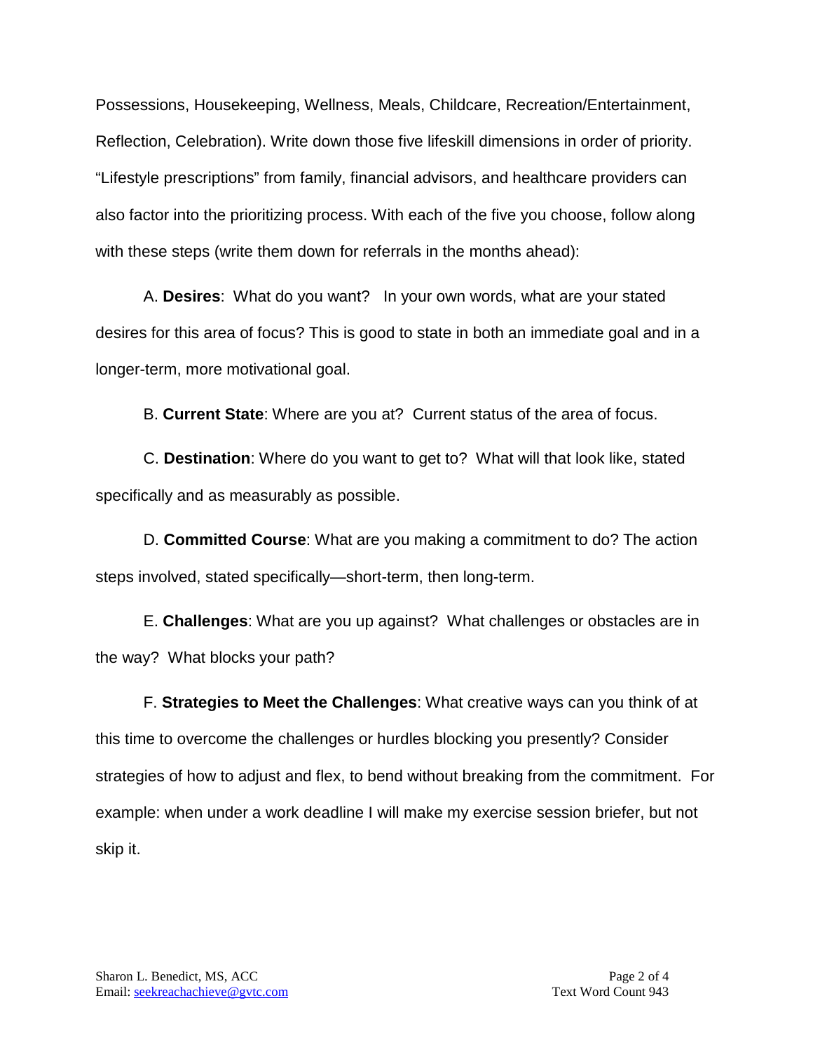Possessions, Housekeeping, Wellness, Meals, Childcare, Recreation/Entertainment, Reflection, Celebration). Write down those five lifeskill dimensions in order of priority. "Lifestyle prescriptions" from family, financial advisors, and healthcare providers can also factor into the prioritizing process. With each of the five you choose, follow along with these steps (write them down for referrals in the months ahead):

A. **Desires**: What do you want? In your own words, what are your stated desires for this area of focus? This is good to state in both an immediate goal and in a longer-term, more motivational goal.

B. **Current State**: Where are you at? Current status of the area of focus.

C. **Destination**: Where do you want to get to? What will that look like, stated specifically and as measurably as possible.

D. **Committed Course**: What are you making a commitment to do? The action steps involved, stated specifically—short-term, then long-term.

E. **Challenges**: What are you up against? What challenges or obstacles are in the way? What blocks your path?

F. **Strategies to Meet the Challenges**: What creative ways can you think of at this time to overcome the challenges or hurdles blocking you presently? Consider strategies of how to adjust and flex, to bend without breaking from the commitment. For example: when under a work deadline I will make my exercise session briefer, but not skip it.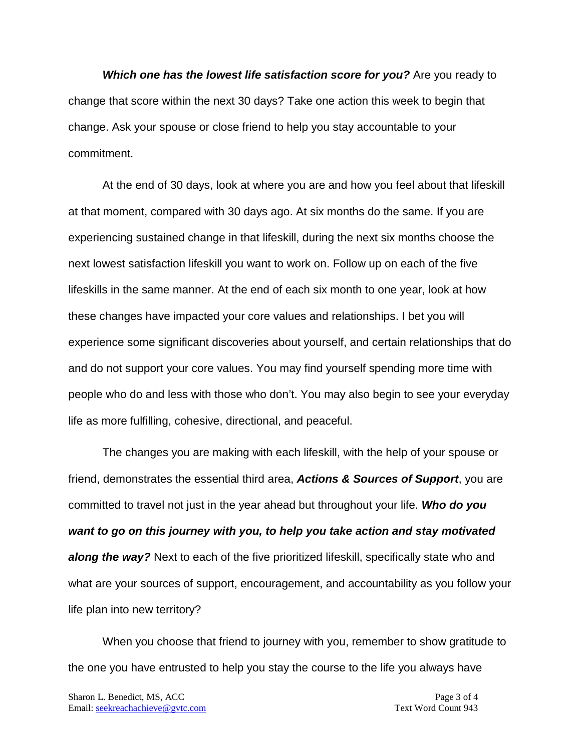***Which one has the lowest life satisfaction score for you?*** Are you ready to change that score within the next 30 days? Take one action this week to begin that change. Ask your spouse or close friend to help you stay accountable to your commitment.

At the end of 30 days, look at where you are and how you feel about that lifeskill at that moment, compared with 30 days ago. At six months do the same. If you are experiencing sustained change in that lifeskill, during the next six months choose the next lowest satisfaction lifeskill you want to work on. Follow up on each of the five lifeskills in the same manner. At the end of each six month to one year, look at how these changes have impacted your core values and relationships. I bet you will experience some significant discoveries about yourself, and certain relationships that do and do not support your core values. You may find yourself spending more time with people who do and less with those who don't. You may also begin to see your everyday life as more fulfilling, cohesive, directional, and peaceful.

The changes you are making with each lifeskill, with the help of your spouse or friend, demonstrates the essential third area, ***Actions & Sources of Support***, you are committed to travel not just in the year ahead but throughout your life. ***Who do you want to go on this journey with you, to help you take action and stay motivated along the way?*** Next to each of the five prioritized lifeskill, specifically state who and what are your sources of support, encouragement, and accountability as you follow your life plan into new territory?

When you choose that friend to journey with you, remember to show gratitude to the one you have entrusted to help you stay the course to the life you always have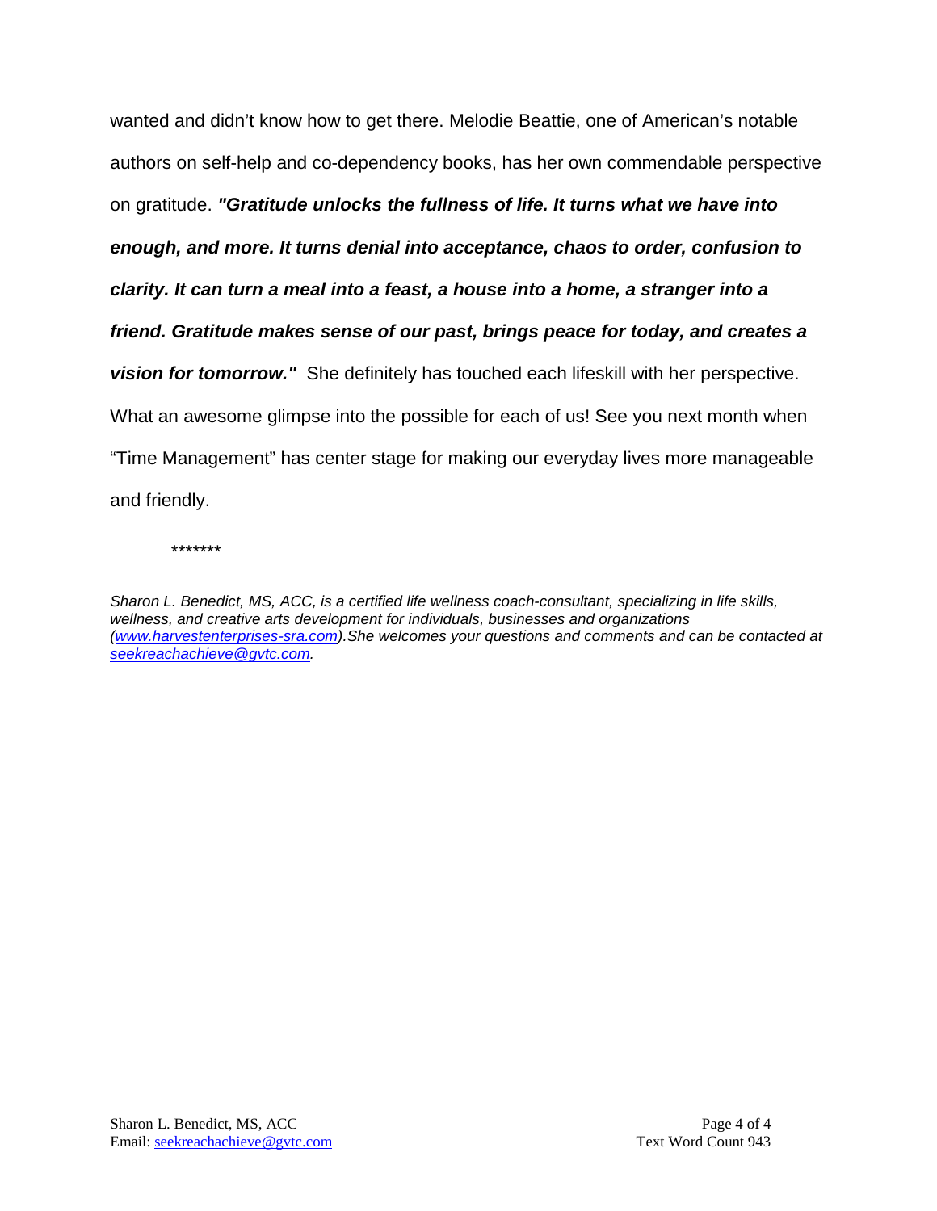wanted and didn't know how to get there. Melodie Beattie, one of American's notable authors on self-help and co-dependency books, has her own commendable perspective on gratitude. ***"Gratitude unlocks the fullness of life. It turns what we have into enough, and more. It turns denial into acceptance, chaos to order, confusion to clarity. It can turn a meal into a feast, a house into a home, a stranger into a friend. Gratitude makes sense of our past, brings peace for today, and creates a vision for tomorrow."*** She definitely has touched each lifeskill with her perspective. What an awesome glimpse into the possible for each of us! See you next month when "Time Management" has center stage for making our everyday lives more manageable and friendly.

*******

*Sharon L. Benedict, MS, ACC, is a certified life wellness coach-consultant, specializing in life skills, wellness, and creative arts development for individuals, businesses and organizations ([www.harvestenterprises-sra.com](http://www.harvestenterprises-sra.com)).She welcomes your questions and comments and can be contacted at [seekreachachieve@gvtc.com](mailto:seekreachachieve@gvtc.com).*

Sharon L. Benedict, MS, ACC
Email: [seekreachachieve@gvtc.com](mailto:seekreachachieve@gvtc.com)

Text Word Count 943